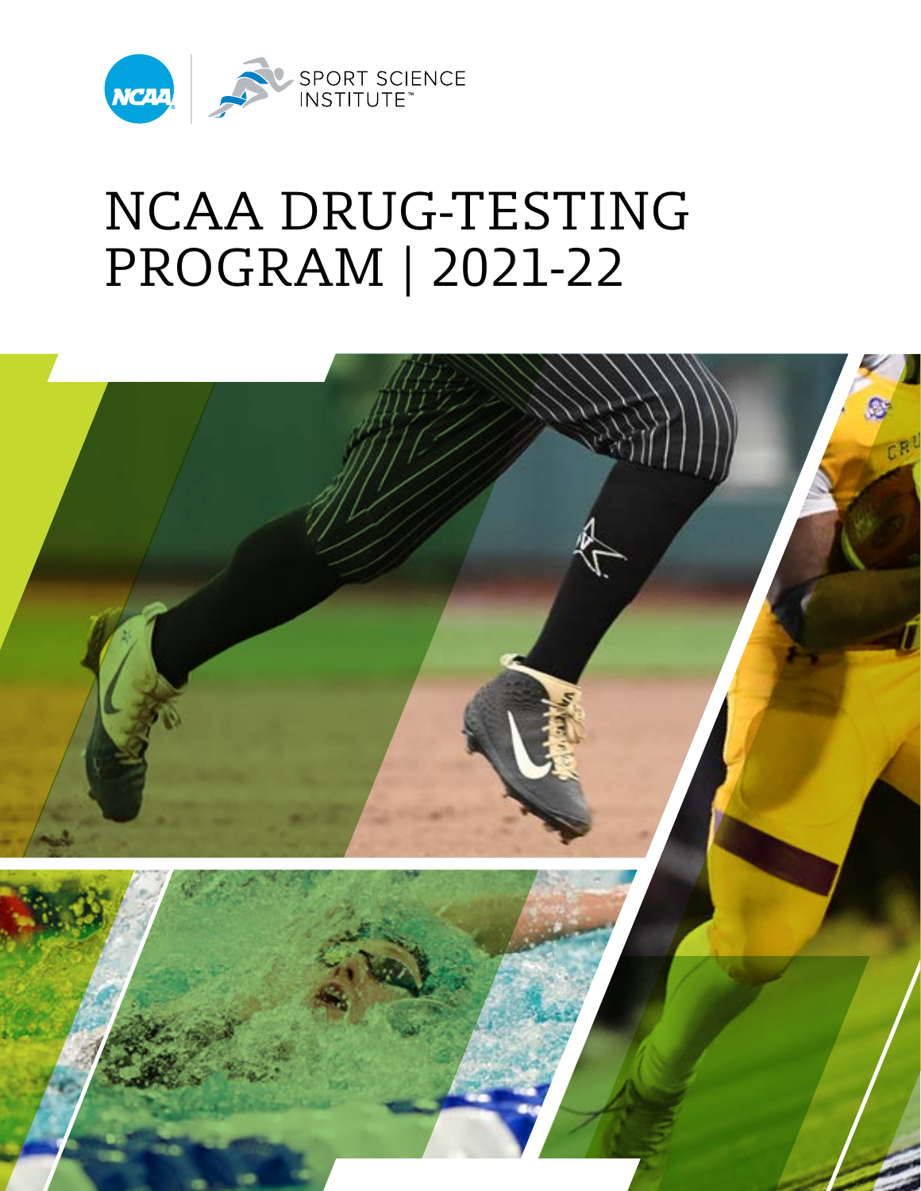NCAA | SPORT SCIENCE INSTITUTE™

# NCAA DRUG-TESTING PROGRAM | 2021-22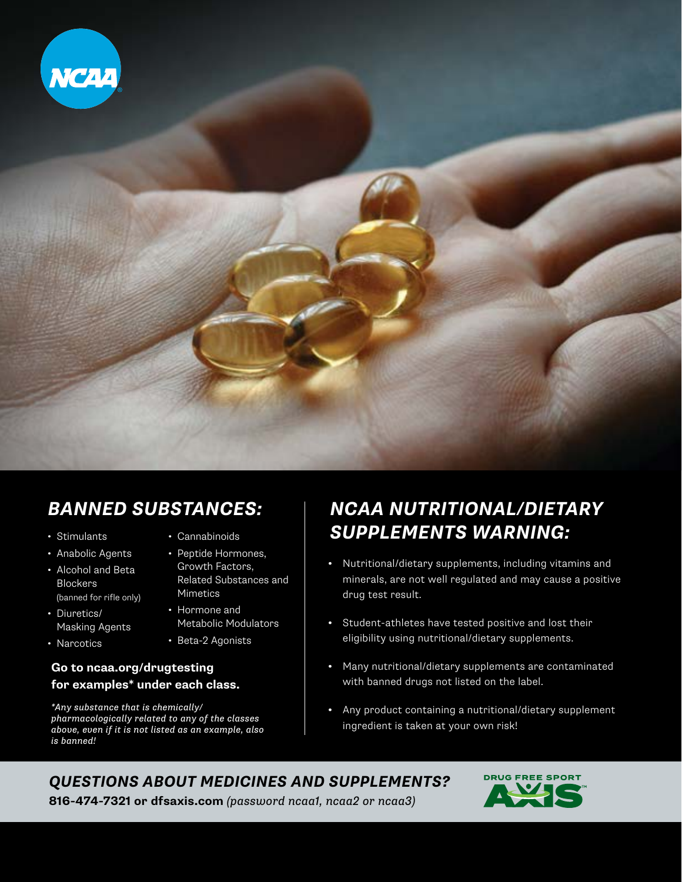## BANNED SUBSTANCES:

- Stimulants
- Anabolic Agents
- Alcohol and Beta Blockers (banned for rifle only)
- Diuretics/ Masking Agents
- Narcotics
- Cannabinoids
- Peptide Hormones, Growth Factors, Related Substances and Mimetics
- Hormone and Metabolic Modulators
- Beta-2 Agonists

**Go to ncaa.org/drugtesting for examples* under each class.**

*\*Any substance that is chemically/ pharmacologically related to any of the classes above, even if it is not listed as an example, also is banned!*

## NCAA NUTRITIONAL/DIETARY SUPPLEMENTS WARNING:

- Nutritional/dietary supplements, including vitamins and minerals, are not well regulated and may cause a positive drug test result.
- Student-athletes have tested positive and lost their eligibility using nutritional/dietary supplements.
- Many nutritional/dietary supplements are contaminated with banned drugs not listed on the label.
- Any product containing a nutritional/dietary supplement ingredient is taken at your own risk!

## QUESTIONS ABOUT MEDICINES AND SUPPLEMENTS?

**816-474-7321 or dfsaxis.com** *(password ncaa1, ncaa2 or ncaa3)*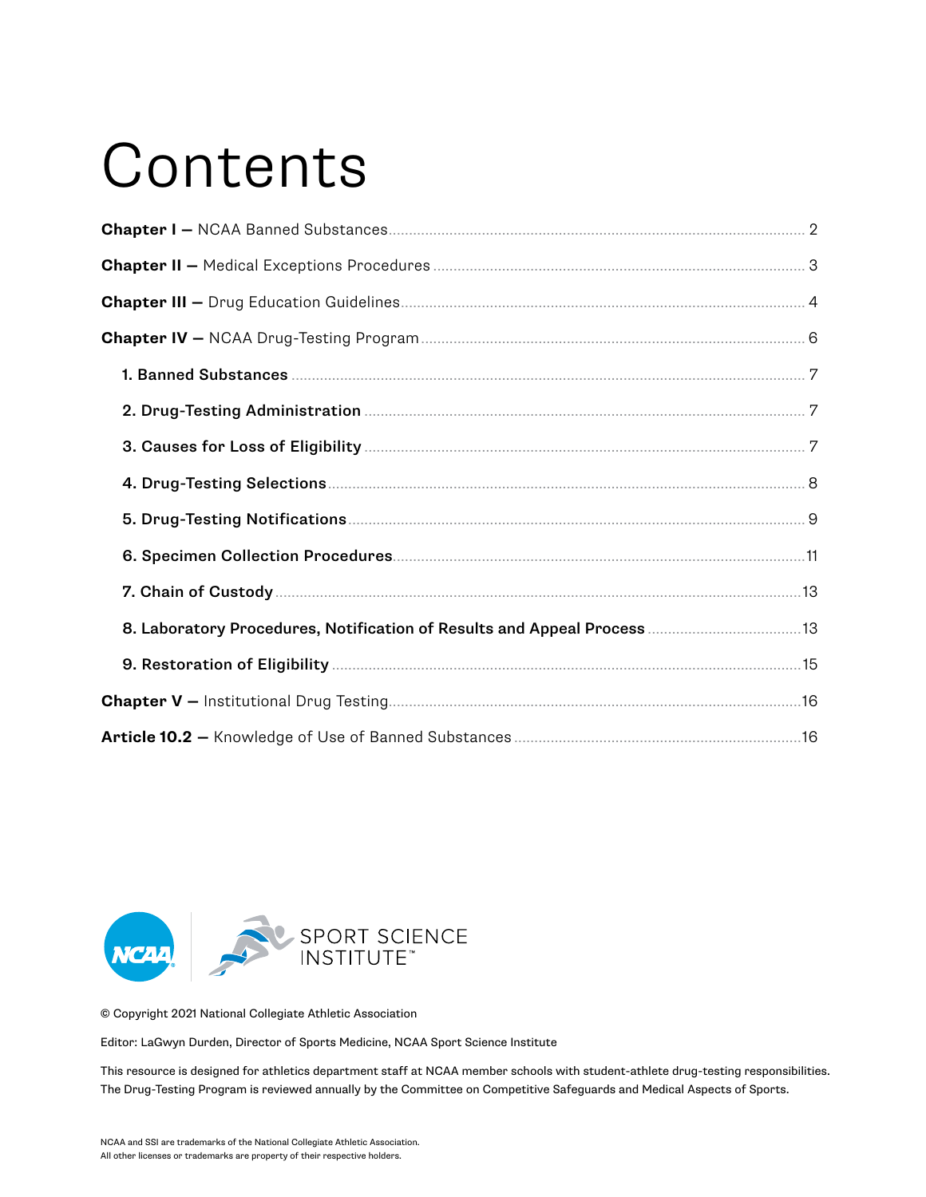# Contents

**Chapter I —** NCAA Banned Substances ........ 2

**Chapter II —** Medical Exceptions Procedures ........ 3

**Chapter III —** Drug Education Guidelines ........ 4

**Chapter IV —** NCAA Drug-Testing Program ........ 6

- **1. Banned Substances** ........ 7
- **2. Drug-Testing Administration** ........ 7
- **3. Causes for Loss of Eligibility** ........ 7
- **4. Drug-Testing Selections** ........ 8
- **5. Drug-Testing Notifications** ........ 9
- **6. Specimen Collection Procedures** ........ 11
- **7. Chain of Custody** ........ 13
- **8. Laboratory Procedures, Notification of Results and Appeal Process** ........ 13
- **9. Restoration of Eligibility** ........ 15

**Chapter V —** Institutional Drug Testing ........ 16

**Article 10.2 —** Knowledge of Use of Banned Substances ........ 16

NCAA SPORT SCIENCE INSTITUTE™

© Copyright 2021 National Collegiate Athletic Association

Editor: LaGwyn Durden, Director of Sports Medicine, NCAA Sport Science Institute

This resource is designed for athletics department staff at NCAA member schools with student-athlete drug-testing responsibilities. The Drug-Testing Program is reviewed annually by the Committee on Competitive Safeguards and Medical Aspects of Sports.

NCAA and SSI are trademarks of the National Collegiate Athletic Association.
All other licenses or trademarks are property of their respective holders.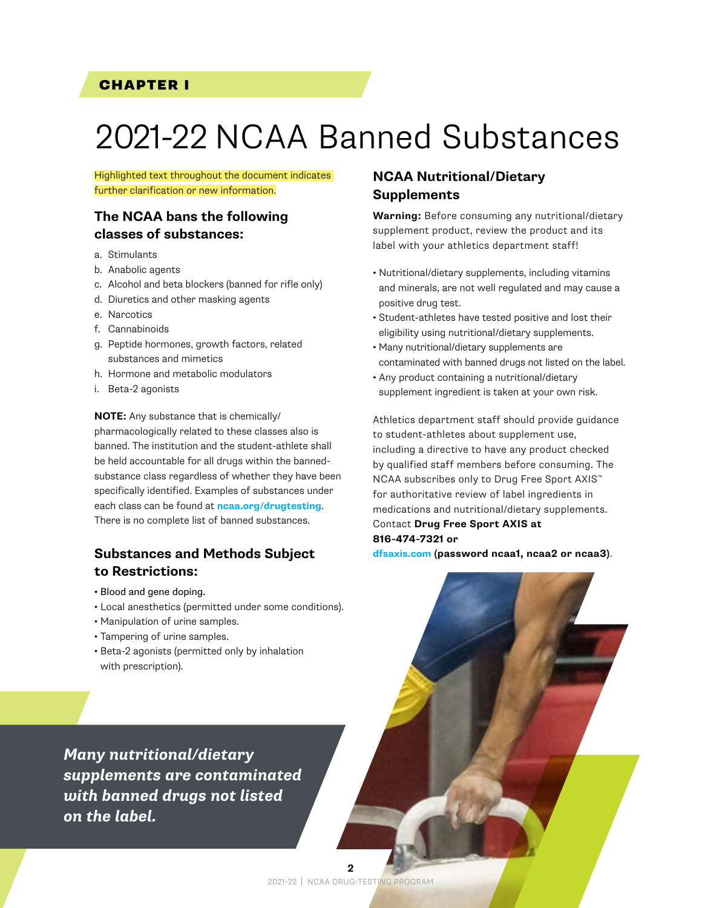CHAPTER I

# 2021-22 NCAA Banned Substances

Highlighted text throughout the document indicates further clarification or new information.

## The NCAA bans the following classes of substances:

a. Stimulants
b. Anabolic agents
c. Alcohol and beta blockers (banned for rifle only)
d. Diuretics and other masking agents
e. Narcotics
f. Cannabinoids
g. Peptide hormones, growth factors, related substances and mimetics
h. Hormone and metabolic modulators
i. Beta-2 agonists

**NOTE:** Any substance that is chemically/pharmacologically related to these classes also is banned. The institution and the student-athlete shall be held accountable for all drugs within the banned-substance class regardless of whether they have been specifically identified. Examples of substances under each class can be found at **ncaa.org/drugtesting**. There is no complete list of banned substances.

## Substances and Methods Subject to Restrictions:

- Blood and gene doping.
- Local anesthetics (permitted under some conditions).
- Manipulation of urine samples.
- Tampering of urine samples.
- Beta-2 agonists (permitted only by inhalation with prescription).

***Many nutritional/dietary supplements are contaminated with banned drugs not listed on the label.***

## NCAA Nutritional/Dietary Supplements

**Warning:** Before consuming any nutritional/dietary supplement product, review the product and its label with your athletics department staff!

- Nutritional/dietary supplements, including vitamins and minerals, are not well regulated and may cause a positive drug test.
- Student-athletes have tested positive and lost their eligibility using nutritional/dietary supplements.
- Many nutritional/dietary supplements are contaminated with banned drugs not listed on the label.
- Any product containing a nutritional/dietary supplement ingredient is taken at your own risk.

Athletics department staff should provide guidance to student-athletes about supplement use, including a directive to have any product checked by qualified staff members before consuming. The NCAA subscribes only to Drug Free Sport AXIS™ for authoritative review of label ingredients in medications and nutritional/dietary supplements. Contact **Drug Free Sport AXIS at 816-474-7321 or** **dfsaxis.com** **(password ncaa1, ncaa2 or ncaa3)**.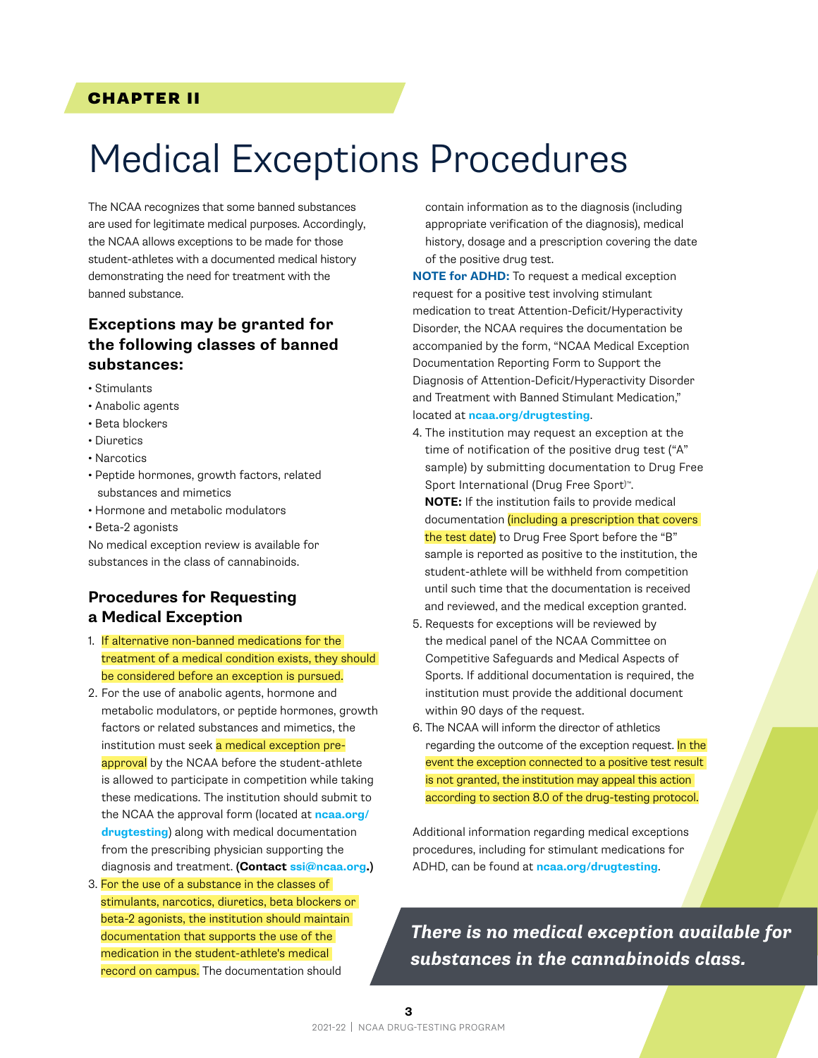**CHAPTER II**

# Medical Exceptions Procedures

The NCAA recognizes that some banned substances are used for legitimate medical purposes. Accordingly, the NCAA allows exceptions to be made for those student-athletes with a documented medical history demonstrating the need for treatment with the banned substance.

## Exceptions may be granted for the following classes of banned substances:

- Stimulants
- Anabolic agents
- Beta blockers
- Diuretics
- Narcotics
- Peptide hormones, growth factors, related substances and mimetics
- Hormone and metabolic modulators
- Beta-2 agonists

No medical exception review is available for substances in the class of cannabinoids.

## Procedures for Requesting a Medical Exception

1. If alternative non-banned medications for the treatment of a medical condition exists, they should be considered before an exception is pursued.
2. For the use of anabolic agents, hormone and metabolic modulators, or peptide hormones, growth factors or related substances and mimetics, the institution must seek a medical exception pre-approval by the NCAA before the student-athlete is allowed to participate in competition while taking these medications. The institution should submit to the NCAA the approval form (located at **ncaa.org/drugtesting**) along with medical documentation from the prescribing physician supporting the diagnosis and treatment. **(Contact ssi@ncaa.org.)**
3. For the use of a substance in the classes of stimulants, narcotics, diuretics, beta blockers or beta-2 agonists, the institution should maintain documentation that supports the use of the medication in the student-athlete's medical record on campus. The documentation should contain information as to the diagnosis (including appropriate verification of the diagnosis), medical history, dosage and a prescription covering the date of the positive drug test.

   **NOTE for ADHD:** To request a medical exception request for a positive test involving stimulant medication to treat Attention-Deficit/Hyperactivity Disorder, the NCAA requires the documentation be accompanied by the form, "NCAA Medical Exception Documentation Reporting Form to Support the Diagnosis of Attention-Deficit/Hyperactivity Disorder and Treatment with Banned Stimulant Medication," located at **ncaa.org/drugtesting**.
4. The institution may request an exception at the time of notification of the positive drug test ("A" sample) by submitting documentation to Drug Free Sport International (Drug Free Sport™).

   **NOTE:** If the institution fails to provide medical documentation (including a prescription that covers the test date) to Drug Free Sport before the "B" sample is reported as positive to the institution, the student-athlete will be withheld from competition until such time that the documentation is received and reviewed, and the medical exception granted.
5. Requests for exceptions will be reviewed by the medical panel of the NCAA Committee on Competitive Safeguards and Medical Aspects of Sports. If additional documentation is required, the institution must provide the additional document within 90 days of the request.
6. The NCAA will inform the director of athletics regarding the outcome of the exception request. In the event the exception connected to a positive test result is not granted, the institution may appeal this action according to section 8.0 of the drug-testing protocol.

Additional information regarding medical exceptions procedures, including for stimulant medications for ADHD, can be found at **ncaa.org/drugtesting**.

***There is no medical exception available for substances in the cannabinoids class.***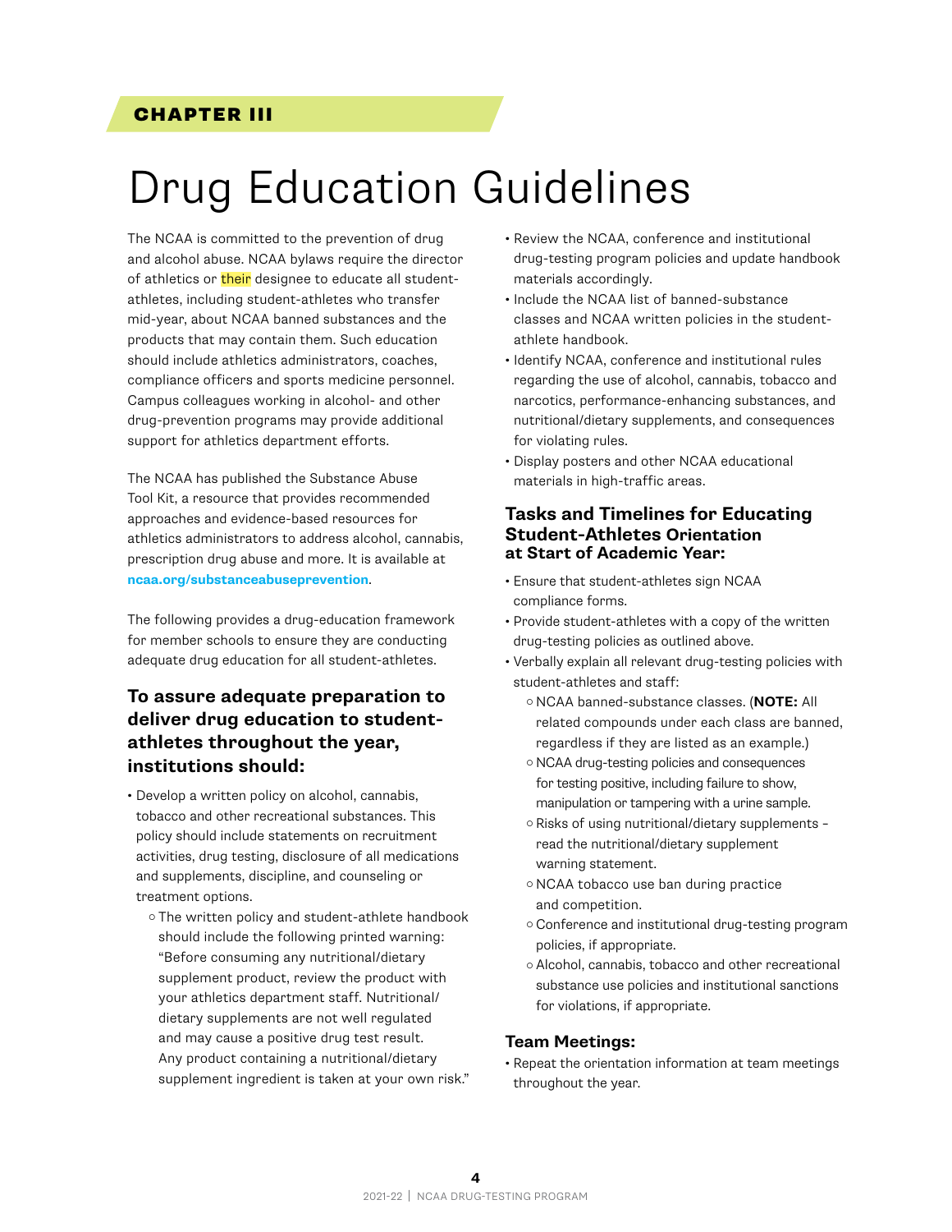CHAPTER III

# Drug Education Guidelines

The NCAA is committed to the prevention of drug and alcohol abuse. NCAA bylaws require the director of athletics or their designee to educate all student-athletes, including student-athletes who transfer mid-year, about NCAA banned substances and the products that may contain them. Such education should include athletics administrators, coaches, compliance officers and sports medicine personnel. Campus colleagues working in alcohol- and other drug-prevention programs may provide additional support for athletics department efforts.

The NCAA has published the Substance Abuse Tool Kit, a resource that provides recommended approaches and evidence-based resources for athletics administrators to address alcohol, cannabis, prescription drug abuse and more. It is available at **ncaa.org/substanceabuseprevention**.

The following provides a drug-education framework for member schools to ensure they are conducting adequate drug education for all student-athletes.

### To assure adequate preparation to deliver drug education to student-athletes throughout the year, institutions should:

- Develop a written policy on alcohol, cannabis, tobacco and other recreational substances. This policy should include statements on recruitment activities, drug testing, disclosure of all medications and supplements, discipline, and counseling or treatment options.
  - The written policy and student-athlete handbook should include the following printed warning: "Before consuming any nutritional/dietary supplement product, review the product with your athletics department staff. Nutritional/dietary supplements are not well regulated and may cause a positive drug test result. Any product containing a nutritional/dietary supplement ingredient is taken at your own risk."
- Review the NCAA, conference and institutional drug-testing program policies and update handbook materials accordingly.
- Include the NCAA list of banned-substance classes and NCAA written policies in the student-athlete handbook.
- Identify NCAA, conference and institutional rules regarding the use of alcohol, cannabis, tobacco and narcotics, performance-enhancing substances, and nutritional/dietary supplements, and consequences for violating rules.
- Display posters and other NCAA educational materials in high-traffic areas.

### Tasks and Timelines for Educating Student-Athletes Orientation at Start of Academic Year:

- Ensure that student-athletes sign NCAA compliance forms.
- Provide student-athletes with a copy of the written drug-testing policies as outlined above.
- Verbally explain all relevant drug-testing policies with student-athletes and staff:
  - NCAA banned-substance classes. (**NOTE:** All related compounds under each class are banned, regardless if they are listed as an example.)
  - NCAA drug-testing policies and consequences for testing positive, including failure to show, manipulation or tampering with a urine sample.
  - Risks of using nutritional/dietary supplements – read the nutritional/dietary supplement warning statement.
  - NCAA tobacco use ban during practice and competition.
  - Conference and institutional drug-testing program policies, if appropriate.
  - Alcohol, cannabis, tobacco and other recreational substance use policies and institutional sanctions for violations, if appropriate.

### Team Meetings:

- Repeat the orientation information at team meetings throughout the year.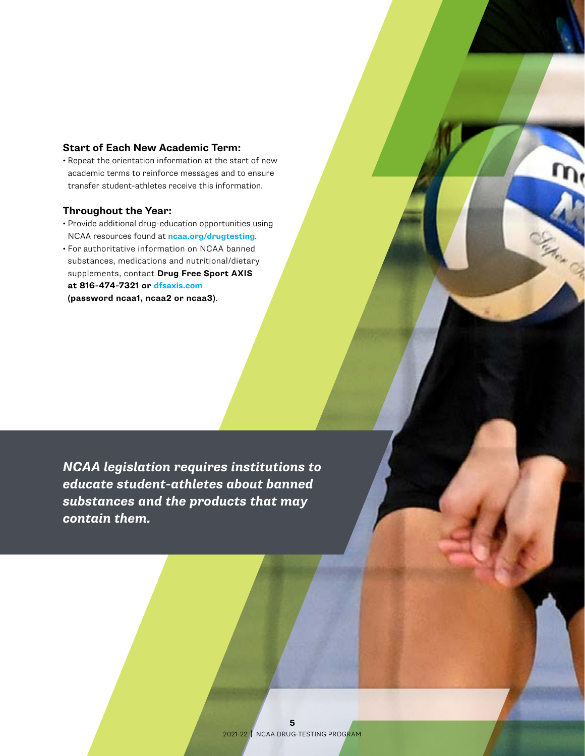### Start of Each New Academic Term:

- Repeat the orientation information at the start of new academic terms to reinforce messages and to ensure transfer student-athletes receive this information.

### Throughout the Year:

- Provide additional drug-education opportunities using NCAA resources found at **ncaa.org/drugtesting**.
- For authoritative information on NCAA banned substances, medications and nutritional/dietary supplements, contact **Drug Free Sport AXIS at 816-474-7321 or dfsaxis.com (password ncaa1, ncaa2 or ncaa3)**.

***NCAA legislation requires institutions to educate student-athletes about banned substances and the products that may contain them.***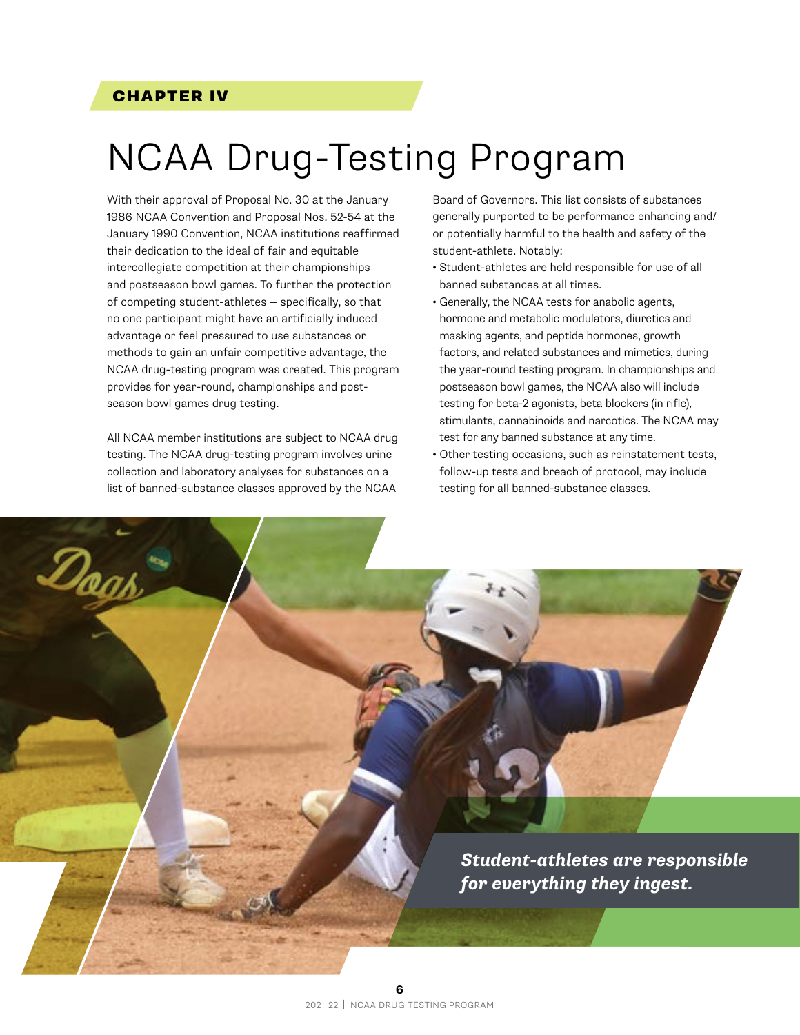**CHAPTER IV**

# NCAA Drug-Testing Program

With their approval of Proposal No. 30 at the January 1986 NCAA Convention and Proposal Nos. 52-54 at the January 1990 Convention, NCAA institutions reaffirmed their dedication to the ideal of fair and equitable intercollegiate competition at their championships and postseason bowl games. To further the protection of competing student-athletes – specifically, so that no one participant might have an artificially induced advantage or feel pressured to use substances or methods to gain an unfair competitive advantage, the NCAA drug-testing program was created. This program provides for year-round, championships and post-season bowl games drug testing.

All NCAA member institutions are subject to NCAA drug testing. The NCAA drug-testing program involves urine collection and laboratory analyses for substances on a list of banned-substance classes approved by the NCAA Board of Governors. This list consists of substances generally purported to be performance enhancing and/or potentially harmful to the health and safety of the student-athlete. Notably:

- Student-athletes are held responsible for use of all banned substances at all times.
- Generally, the NCAA tests for anabolic agents, hormone and metabolic modulators, diuretics and masking agents, and peptide hormones, growth factors, and related substances and mimetics, during the year-round testing program. In championships and postseason bowl games, the NCAA also will include testing for beta-2 agonists, beta blockers (in rifle), stimulants, cannabinoids and narcotics. The NCAA may test for any banned substance at any time.
- Other testing occasions, such as reinstatement tests, follow-up tests and breach of protocol, may include testing for all banned-substance classes.

***Student-athletes are responsible for everything they ingest.***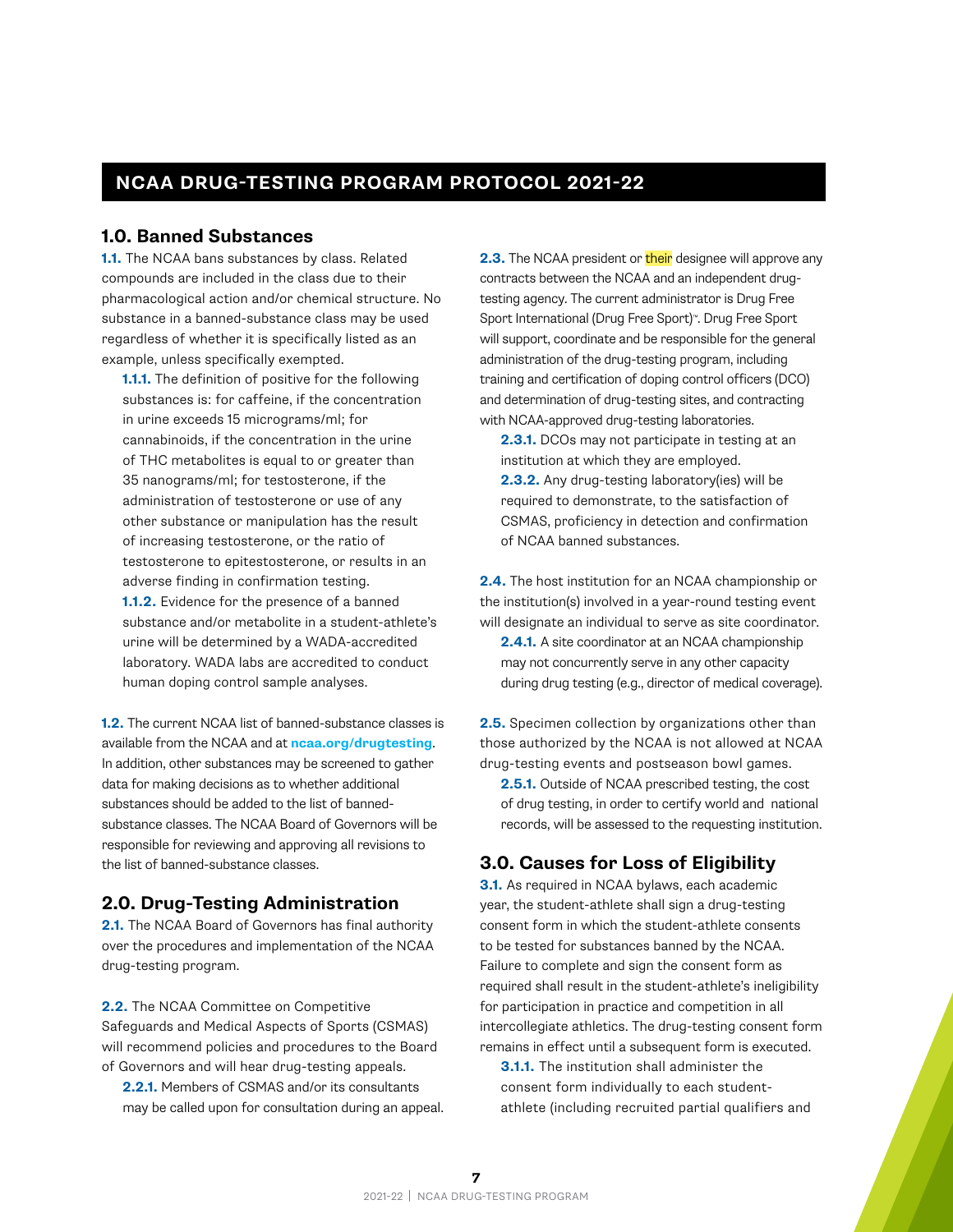## NCAA DRUG-TESTING PROGRAM PROTOCOL 2021-22

### 1.0. Banned Substances

**1.1.** The NCAA bans substances by class. Related compounds are included in the class due to their pharmacological action and/or chemical structure. No substance in a banned-substance class may be used regardless of whether it is specifically listed as an example, unless specifically exempted.

**1.1.1.** The definition of positive for the following substances is: for caffeine, if the concentration in urine exceeds 15 micrograms/ml; for cannabinoids, if the concentration in the urine of THC metabolites is equal to or greater than 35 nanograms/ml; for testosterone, if the administration of testosterone or use of any other substance or manipulation has the result of increasing testosterone, or the ratio of testosterone to epitestosterone, or results in an adverse finding in confirmation testing.

**1.1.2.** Evidence for the presence of a banned substance and/or metabolite in a student-athlete's urine will be determined by a WADA-accredited laboratory. WADA labs are accredited to conduct human doping control sample analyses.

**1.2.** The current NCAA list of banned-substance classes is available from the NCAA and at **ncaa.org/drugtesting**. In addition, other substances may be screened to gather data for making decisions as to whether additional substances should be added to the list of banned-substance classes. The NCAA Board of Governors will be responsible for reviewing and approving all revisions to the list of banned-substance classes.

### 2.0. Drug-Testing Administration

**2.1.** The NCAA Board of Governors has final authority over the procedures and implementation of the NCAA drug-testing program.

**2.2.** The NCAA Committee on Competitive Safeguards and Medical Aspects of Sports (CSMAS) will recommend policies and procedures to the Board of Governors and will hear drug-testing appeals.

**2.2.1.** Members of CSMAS and/or its consultants may be called upon for consultation during an appeal.

**2.3.** The NCAA president or their designee will approve any contracts between the NCAA and an independent drug-testing agency. The current administrator is Drug Free Sport International (Drug Free Sport)™. Drug Free Sport will support, coordinate and be responsible for the general administration of the drug-testing program, including training and certification of doping control officers (DCO) and determination of drug-testing sites, and contracting with NCAA-approved drug-testing laboratories.

**2.3.1.** DCOs may not participate in testing at an institution at which they are employed.

**2.3.2.** Any drug-testing laboratory(ies) will be required to demonstrate, to the satisfaction of CSMAS, proficiency in detection and confirmation of NCAA banned substances.

**2.4.** The host institution for an NCAA championship or the institution(s) involved in a year-round testing event will designate an individual to serve as site coordinator.

**2.4.1.** A site coordinator at an NCAA championship may not concurrently serve in any other capacity during drug testing (e.g., director of medical coverage).

**2.5.** Specimen collection by organizations other than those authorized by the NCAA is not allowed at NCAA drug-testing events and postseason bowl games.

**2.5.1.** Outside of NCAA prescribed testing, the cost of drug testing, in order to certify world and national records, will be assessed to the requesting institution.

### 3.0. Causes for Loss of Eligibility

**3.1.** As required in NCAA bylaws, each academic year, the student-athlete shall sign a drug-testing consent form in which the student-athlete consents to be tested for substances banned by the NCAA. Failure to complete and sign the consent form as required shall result in the student-athlete's ineligibility for participation in practice and competition in all intercollegiate athletics. The drug-testing consent form remains in effect until a subsequent form is executed.

**3.1.1.** The institution shall administer the consent form individually to each student-athlete (including recruited partial qualifiers and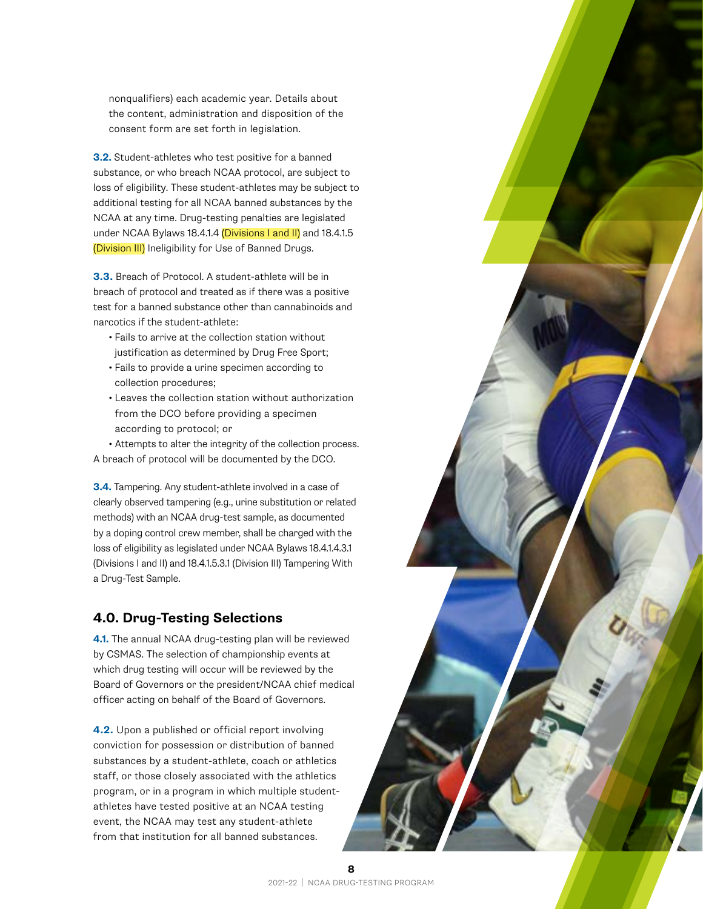nonqualifiers) each academic year. Details about the content, administration and disposition of the consent form are set forth in legislation.

**3.2.** Student-athletes who test positive for a banned substance, or who breach NCAA protocol, are subject to loss of eligibility. These student-athletes may be subject to additional testing for all NCAA banned substances by the NCAA at any time. Drug-testing penalties are legislated under NCAA Bylaws 18.4.1.4 (Divisions I and II) and 18.4.1.5 (Division III) Ineligibility for Use of Banned Drugs.

**3.3.** Breach of Protocol. A student-athlete will be in breach of protocol and treated as if there was a positive test for a banned substance other than cannabinoids and narcotics if the student-athlete:

- Fails to arrive at the collection station without justification as determined by Drug Free Sport;
- Fails to provide a urine specimen according to collection procedures;
- Leaves the collection station without authorization from the DCO before providing a specimen according to protocol; or
- Attempts to alter the integrity of the collection process.

A breach of protocol will be documented by the DCO.

**3.4.** Tampering. Any student-athlete involved in a case of clearly observed tampering (e.g., urine substitution or related methods) with an NCAA drug-test sample, as documented by a doping control crew member, shall be charged with the loss of eligibility as legislated under NCAA Bylaws 18.4.1.4.3.1 (Divisions I and II) and 18.4.1.5.3.1 (Division III) Tampering With a Drug-Test Sample.

## 4.0. Drug-Testing Selections

**4.1.** The annual NCAA drug-testing plan will be reviewed by CSMAS. The selection of championship events at which drug testing will occur will be reviewed by the Board of Governors or the president/NCAA chief medical officer acting on behalf of the Board of Governors.

**4.2.** Upon a published or official report involving conviction for possession or distribution of banned substances by a student-athlete, coach or athletics staff, or those closely associated with the athletics program, or in a program in which multiple student-athletes have tested positive at an NCAA testing event, the NCAA may test any student-athlete from that institution for all banned substances.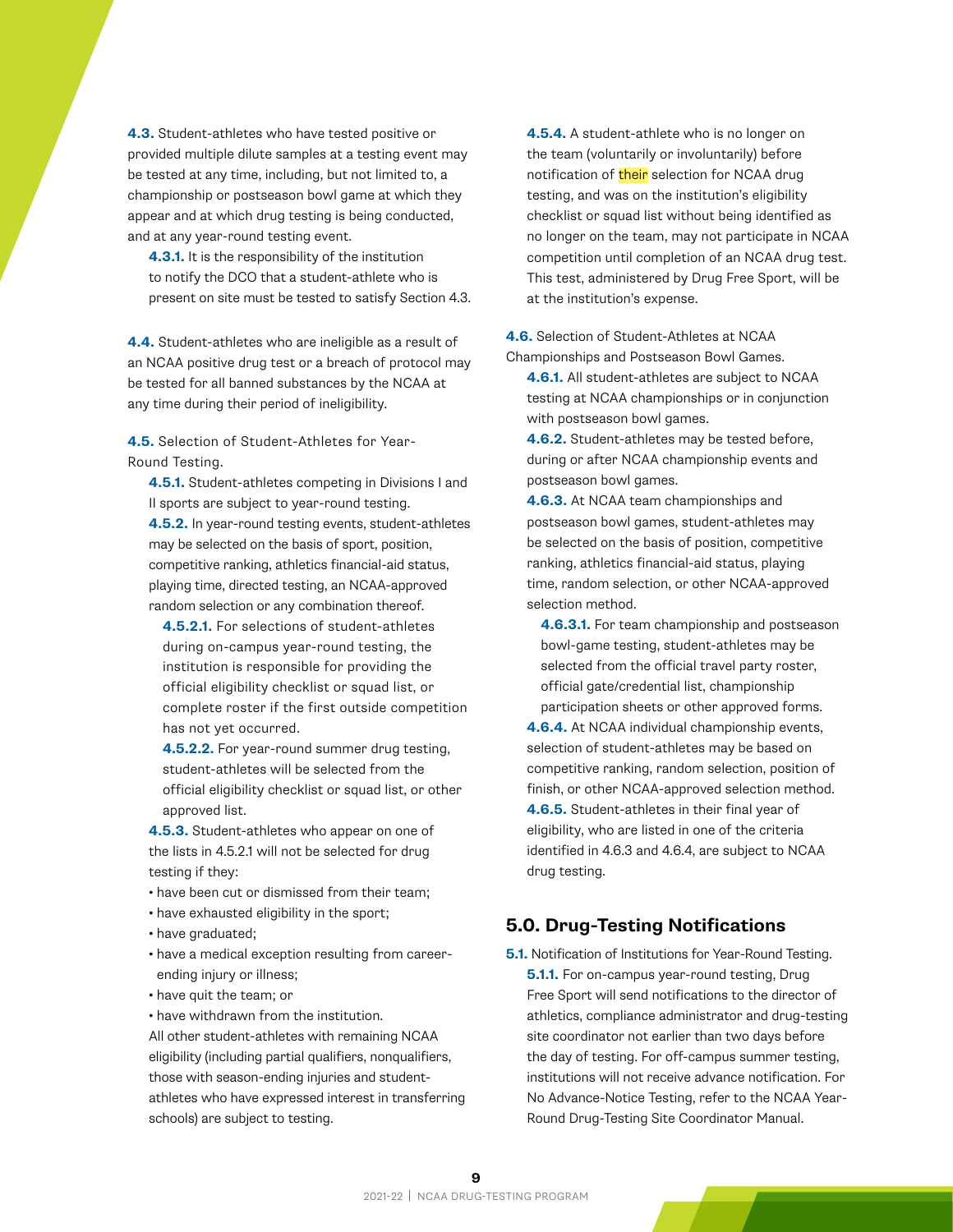**4.3.** Student-athletes who have tested positive or provided multiple dilute samples at a testing event may be tested at any time, including, but not limited to, a championship or postseason bowl game at which they appear and at which drug testing is being conducted, and at any year-round testing event.

**4.3.1.** It is the responsibility of the institution to notify the DCO that a student-athlete who is present on site must be tested to satisfy Section 4.3.

**4.4.** Student-athletes who are ineligible as a result of an NCAA positive drug test or a breach of protocol may be tested for all banned substances by the NCAA at any time during their period of ineligibility.

**4.5.** Selection of Student-Athletes for Year-Round Testing.

**4.5.1.** Student-athletes competing in Divisions I and II sports are subject to year-round testing.

**4.5.2.** In year-round testing events, student-athletes may be selected on the basis of sport, position, competitive ranking, athletics financial-aid status, playing time, directed testing, an NCAA-approved random selection or any combination thereof.

**4.5.2.1.** For selections of student-athletes during on-campus year-round testing, the institution is responsible for providing the official eligibility checklist or squad list, or complete roster if the first outside competition has not yet occurred.

**4.5.2.2.** For year-round summer drug testing, student-athletes will be selected from the official eligibility checklist or squad list, or other approved list.

**4.5.3.** Student-athletes who appear on one of the lists in 4.5.2.1 will not be selected for drug testing if they:

- have been cut or dismissed from their team;
- have exhausted eligibility in the sport;
- have graduated;
- have a medical exception resulting from career-ending injury or illness;
- have quit the team; or
- have withdrawn from the institution.

All other student-athletes with remaining NCAA eligibility (including partial qualifiers, nonqualifiers, those with season-ending injuries and student-athletes who have expressed interest in transferring schools) are subject to testing.

**4.5.4.** A student-athlete who is no longer on the team (voluntarily or involuntarily) before notification of their selection for NCAA drug testing, and was on the institution's eligibility checklist or squad list without being identified as no longer on the team, may not participate in NCAA competition until completion of an NCAA drug test. This test, administered by Drug Free Sport, will be at the institution's expense.

**4.6.** Selection of Student-Athletes at NCAA Championships and Postseason Bowl Games.

**4.6.1.** All student-athletes are subject to NCAA testing at NCAA championships or in conjunction with postseason bowl games.

**4.6.2.** Student-athletes may be tested before, during or after NCAA championship events and postseason bowl games.

**4.6.3.** At NCAA team championships and postseason bowl games, student-athletes may be selected on the basis of position, competitive ranking, athletics financial-aid status, playing time, random selection, or other NCAA-approved selection method.

**4.6.3.1.** For team championship and postseason bowl-game testing, student-athletes may be selected from the official travel party roster, official gate/credential list, championship participation sheets or other approved forms.

**4.6.4.** At NCAA individual championship events, selection of student-athletes may be based on competitive ranking, random selection, position of finish, or other NCAA-approved selection method.

**4.6.5.** Student-athletes in their final year of eligibility, who are listed in one of the criteria identified in 4.6.3 and 4.6.4, are subject to NCAA drug testing.

## 5.0. Drug-Testing Notifications

**5.1.** Notification of Institutions for Year-Round Testing.

**5.1.1.** For on-campus year-round testing, Drug Free Sport will send notifications to the director of athletics, compliance administrator and drug-testing site coordinator not earlier than two days before the day of testing. For off-campus summer testing, institutions will not receive advance notification. For No Advance-Notice Testing, refer to the NCAA Year-Round Drug-Testing Site Coordinator Manual.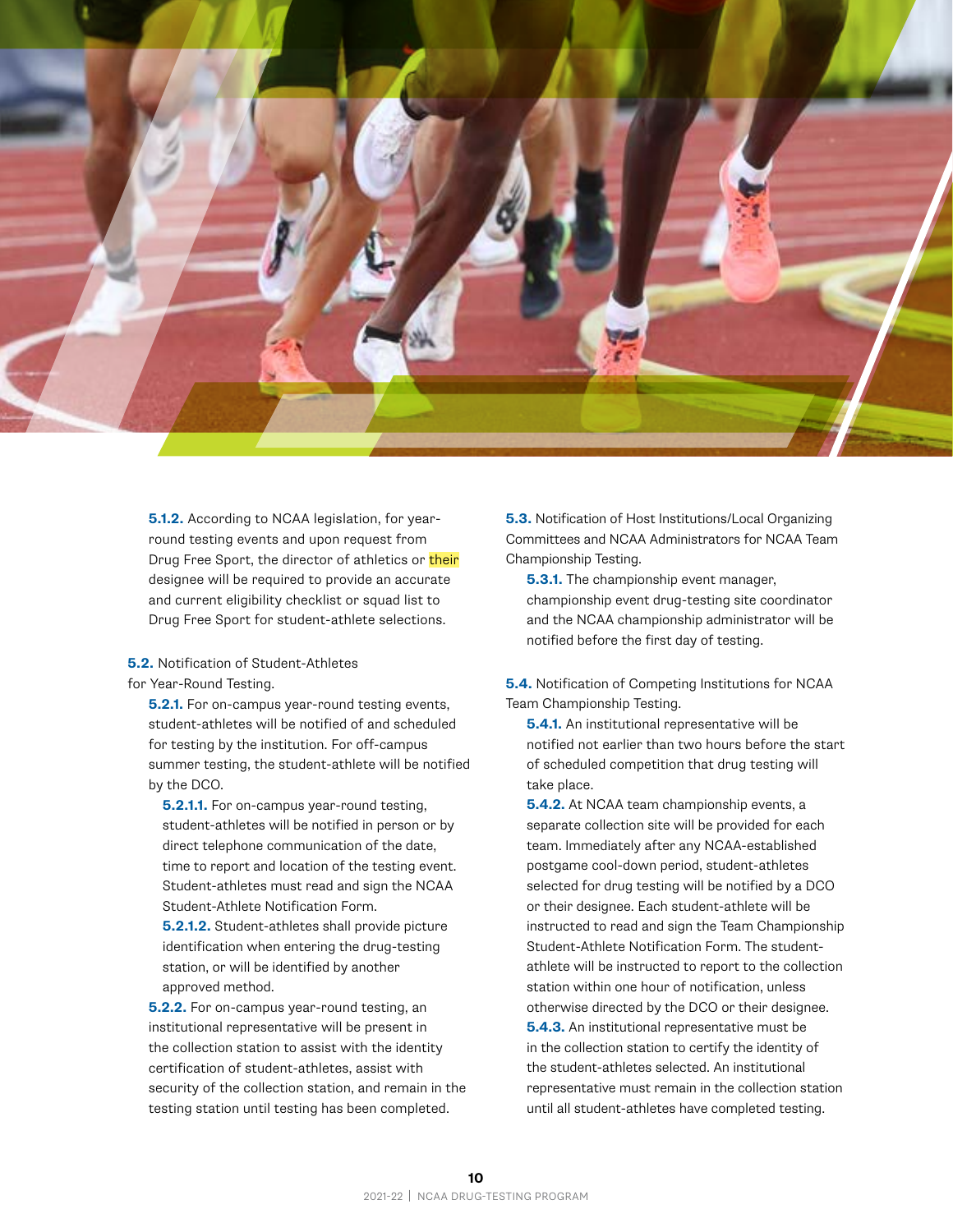**5.1.2.** According to NCAA legislation, for year-round testing events and upon request from Drug Free Sport, the director of athletics or their designee will be required to provide an accurate and current eligibility checklist or squad list to Drug Free Sport for student-athlete selections.

**5.2.** Notification of Student-Athletes for Year-Round Testing.

**5.2.1.** For on-campus year-round testing events, student-athletes will be notified of and scheduled for testing by the institution. For off-campus summer testing, the student-athlete will be notified by the DCO.

**5.2.1.1.** For on-campus year-round testing, student-athletes will be notified in person or by direct telephone communication of the date, time to report and location of the testing event. Student-athletes must read and sign the NCAA Student-Athlete Notification Form.

**5.2.1.2.** Student-athletes shall provide picture identification when entering the drug-testing station, or will be identified by another approved method.

**5.2.2.** For on-campus year-round testing, an institutional representative will be present in the collection station to assist with the identity certification of student-athletes, assist with security of the collection station, and remain in the testing station until testing has been completed.

**5.3.** Notification of Host Institutions/Local Organizing Committees and NCAA Administrators for NCAA Team Championship Testing.

**5.3.1.** The championship event manager, championship event drug-testing site coordinator and the NCAA championship administrator will be notified before the first day of testing.

**5.4.** Notification of Competing Institutions for NCAA Team Championship Testing.

**5.4.1.** An institutional representative will be notified not earlier than two hours before the start of scheduled competition that drug testing will take place.

**5.4.2.** At NCAA team championship events, a separate collection site will be provided for each team. Immediately after any NCAA-established postgame cool-down period, student-athletes selected for drug testing will be notified by a DCO or their designee. Each student-athlete will be instructed to read and sign the Team Championship Student-Athlete Notification Form. The student-athlete will be instructed to report to the collection station within one hour of notification, unless otherwise directed by the DCO or their designee.

**5.4.3.** An institutional representative must be in the collection station to certify the identity of the student-athletes selected. An institutional representative must remain in the collection station until all student-athletes have completed testing.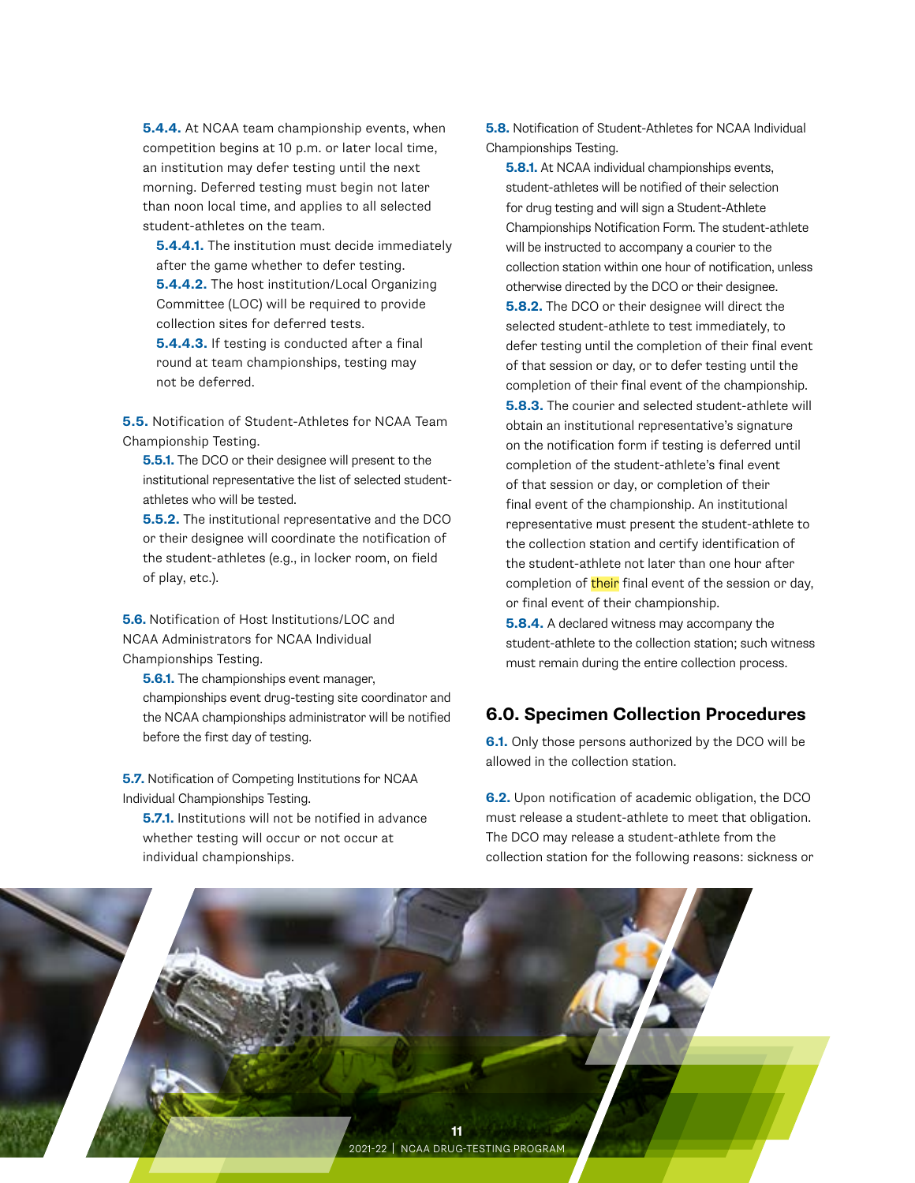**5.4.4.** At NCAA team championship events, when competition begins at 10 p.m. or later local time, an institution may defer testing until the next morning. Deferred testing must begin not later than noon local time, and applies to all selected student-athletes on the team.

**5.4.4.1.** The institution must decide immediately after the game whether to defer testing.

**5.4.4.2.** The host institution/Local Organizing Committee (LOC) will be required to provide collection sites for deferred tests.

**5.4.4.3.** If testing is conducted after a final round at team championships, testing may not be deferred.

**5.5.** Notification of Student-Athletes for NCAA Team Championship Testing.

**5.5.1.** The DCO or their designee will present to the institutional representative the list of selected student-athletes who will be tested.

**5.5.2.** The institutional representative and the DCO or their designee will coordinate the notification of the student-athletes (e.g., in locker room, on field of play, etc.).

**5.6.** Notification of Host Institutions/LOC and NCAA Administrators for NCAA Individual Championships Testing.

**5.6.1.** The championships event manager, championships event drug-testing site coordinator and the NCAA championships administrator will be notified before the first day of testing.

**5.7.** Notification of Competing Institutions for NCAA Individual Championships Testing.

**5.7.1.** Institutions will not be notified in advance whether testing will occur or not occur at individual championships.

**5.8.** Notification of Student-Athletes for NCAA Individual Championships Testing.

**5.8.1.** At NCAA individual championships events, student-athletes will be notified of their selection for drug testing and will sign a Student-Athlete Championships Notification Form. The student-athlete will be instructed to accompany a courier to the collection station within one hour of notification, unless otherwise directed by the DCO or their designee.

**5.8.2.** The DCO or their designee will direct the selected student-athlete to test immediately, to defer testing until the completion of their final event of that session or day, or to defer testing until the completion of their final event of the championship.

**5.8.3.** The courier and selected student-athlete will obtain an institutional representative's signature on the notification form if testing is deferred until completion of the student-athlete's final event of that session or day, or completion of their final event of the championship. An institutional representative must present the student-athlete to the collection station and certify identification of the student-athlete not later than one hour after completion of their final event of the session or day, or final event of their championship.

**5.8.4.** A declared witness may accompany the student-athlete to the collection station; such witness must remain during the entire collection process.

## 6.0. Specimen Collection Procedures

**6.1.** Only those persons authorized by the DCO will be allowed in the collection station.

**6.2.** Upon notification of academic obligation, the DCO must release a student-athlete to meet that obligation. The DCO may release a student-athlete from the collection station for the following reasons: sickness or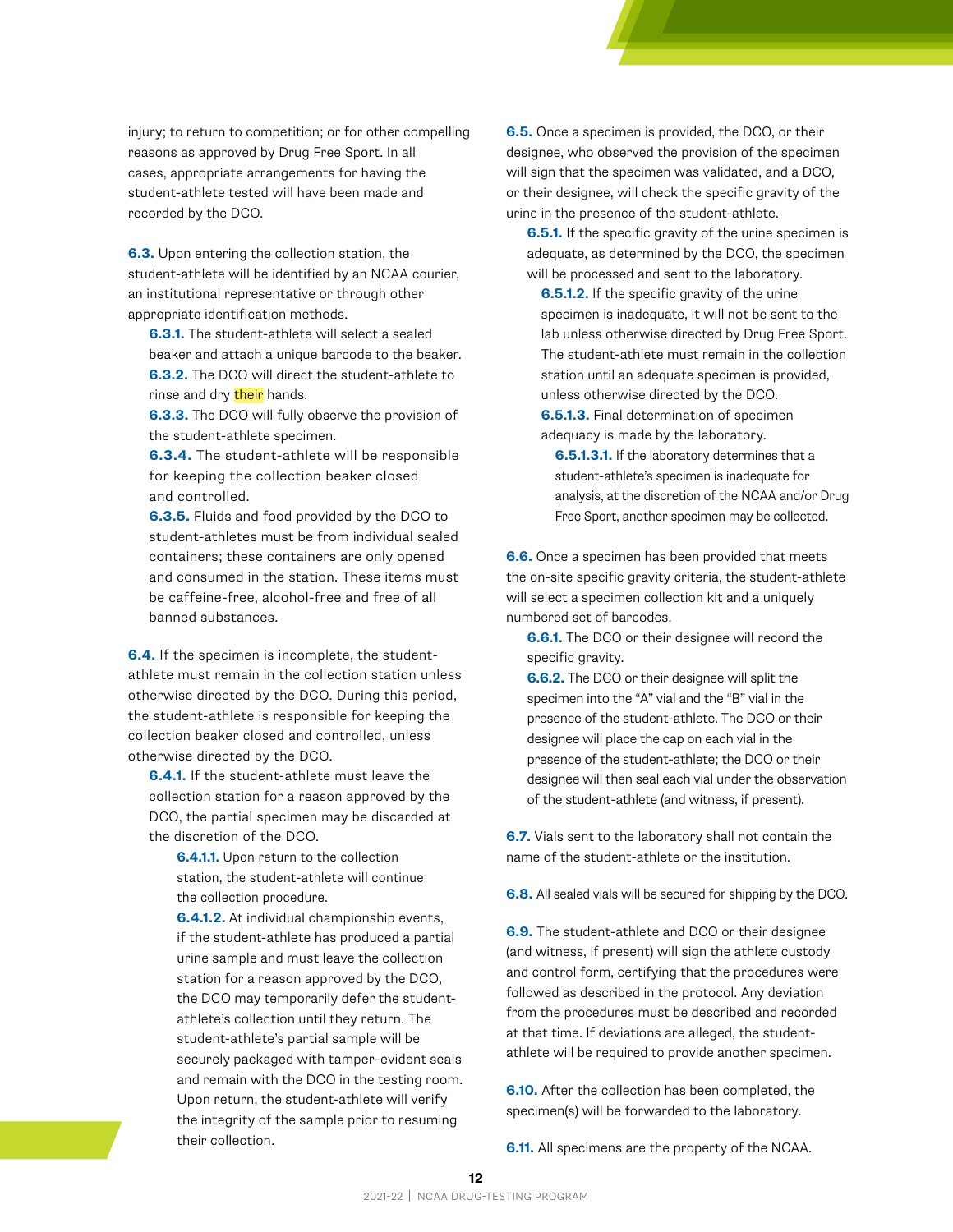injury; to return to competition; or for other compelling reasons as approved by Drug Free Sport. In all cases, appropriate arrangements for having the student-athlete tested will have been made and recorded by the DCO.

**6.3.** Upon entering the collection station, the student-athlete will be identified by an NCAA courier, an institutional representative or through other appropriate identification methods.

- **6.3.1.** The student-athlete will select a sealed beaker and attach a unique barcode to the beaker.
- **6.3.2.** The DCO will direct the student-athlete to rinse and dry their hands.
- **6.3.3.** The DCO will fully observe the provision of the student-athlete specimen.
- **6.3.4.** The student-athlete will be responsible for keeping the collection beaker closed and controlled.
- **6.3.5.** Fluids and food provided by the DCO to student-athletes must be from individual sealed containers; these containers are only opened and consumed in the station. These items must be caffeine-free, alcohol-free and free of all banned substances.

**6.4.** If the specimen is incomplete, the student-athlete must remain in the collection station unless otherwise directed by the DCO. During this period, the student-athlete is responsible for keeping the collection beaker closed and controlled, unless otherwise directed by the DCO.

- **6.4.1.** If the student-athlete must leave the collection station for a reason approved by the DCO, the partial specimen may be discarded at the discretion of the DCO.
  - **6.4.1.1.** Upon return to the collection station, the student-athlete will continue the collection procedure.
  - **6.4.1.2.** At individual championship events, if the student-athlete has produced a partial urine sample and must leave the collection station for a reason approved by the DCO, the DCO may temporarily defer the student-athlete's collection until they return. The student-athlete's partial sample will be securely packaged with tamper-evident seals and remain with the DCO in the testing room. Upon return, the student-athlete will verify the integrity of the sample prior to resuming their collection.

**6.5.** Once a specimen is provided, the DCO, or their designee, who observed the provision of the specimen will sign that the specimen was validated, and a DCO, or their designee, will check the specific gravity of the urine in the presence of the student-athlete.

- **6.5.1.** If the specific gravity of the urine specimen is adequate, as determined by the DCO, the specimen will be processed and sent to the laboratory.
  - **6.5.1.2.** If the specific gravity of the urine specimen is inadequate, it will not be sent to the lab unless otherwise directed by Drug Free Sport. The student-athlete must remain in the collection station until an adequate specimen is provided, unless otherwise directed by the DCO.
  - **6.5.1.3.** Final determination of specimen adequacy is made by the laboratory.
    - **6.5.1.3.1.** If the laboratory determines that a student-athlete's specimen is inadequate for analysis, at the discretion of the NCAA and/or Drug Free Sport, another specimen may be collected.

**6.6.** Once a specimen has been provided that meets the on-site specific gravity criteria, the student-athlete will select a specimen collection kit and a uniquely numbered set of barcodes.

- **6.6.1.** The DCO or their designee will record the specific gravity.
- **6.6.2.** The DCO or their designee will split the specimen into the "A" vial and the "B" vial in the presence of the student-athlete. The DCO or their designee will place the cap on each vial in the presence of the student-athlete; the DCO or their designee will then seal each vial under the observation of the student-athlete (and witness, if present).

**6.7.** Vials sent to the laboratory shall not contain the name of the student-athlete or the institution.

**6.8.** All sealed vials will be secured for shipping by the DCO.

**6.9.** The student-athlete and DCO or their designee (and witness, if present) will sign the athlete custody and control form, certifying that the procedures were followed as described in the protocol. Any deviation from the procedures must be described and recorded at that time. If deviations are alleged, the student-athlete will be required to provide another specimen.

**6.10.** After the collection has been completed, the specimen(s) will be forwarded to the laboratory.

**6.11.** All specimens are the property of the NCAA.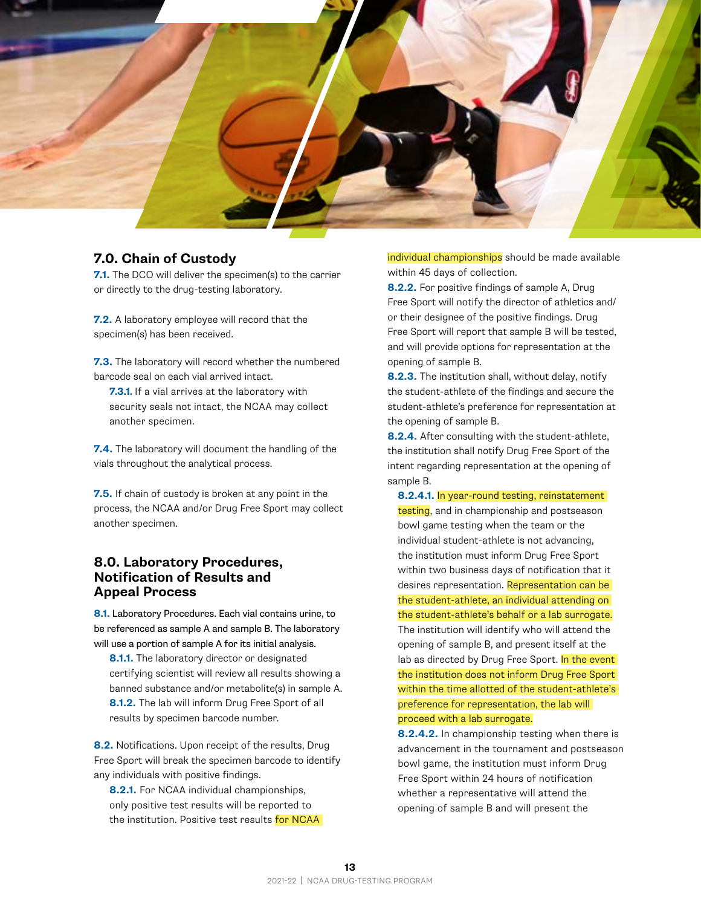## 7.0. Chain of Custody

**7.1.** The DCO will deliver the specimen(s) to the carrier or directly to the drug-testing laboratory.

**7.2.** A laboratory employee will record that the specimen(s) has been received.

**7.3.** The laboratory will record whether the numbered barcode seal on each vial arrived intact.

**7.3.1.** If a vial arrives at the laboratory with security seals not intact, the NCAA may collect another specimen.

**7.4.** The laboratory will document the handling of the vials throughout the analytical process.

**7.5.** If chain of custody is broken at any point in the process, the NCAA and/or Drug Free Sport may collect another specimen.

## 8.0. Laboratory Procedures, Notification of Results and Appeal Process

**8.1.** Laboratory Procedures. Each vial contains urine, to be referenced as sample A and sample B. The laboratory will use a portion of sample A for its initial analysis.

**8.1.1.** The laboratory director or designated certifying scientist will review all results showing a banned substance and/or metabolite(s) in sample A.

**8.1.2.** The lab will inform Drug Free Sport of all results by specimen barcode number.

**8.2.** Notifications. Upon receipt of the results, Drug Free Sport will break the specimen barcode to identify any individuals with positive findings.

**8.2.1.** For NCAA individual championships, only positive test results will be reported to the institution. Positive test results for NCAA individual championships should be made available within 45 days of collection.

**8.2.2.** For positive findings of sample A, Drug Free Sport will notify the director of athletics and/or their designee of the positive findings. Drug Free Sport will report that sample B will be tested, and will provide options for representation at the opening of sample B.

**8.2.3.** The institution shall, without delay, notify the student-athlete of the findings and secure the student-athlete's preference for representation at the opening of sample B.

**8.2.4.** After consulting with the student-athlete, the institution shall notify Drug Free Sport of the intent regarding representation at the opening of sample B.

**8.2.4.1.** In year-round testing, reinstatement testing, and in championship and postseason bowl game testing when the team or the individual student-athlete is not advancing, the institution must inform Drug Free Sport within two business days of notification that it desires representation. Representation can be the student-athlete, an individual attending on the student-athlete's behalf or a lab surrogate. The institution will identify who will attend the opening of sample B, and present itself at the lab as directed by Drug Free Sport. In the event the institution does not inform Drug Free Sport within the time allotted of the student-athlete's preference for representation, the lab will proceed with a lab surrogate.

**8.2.4.2.** In championship testing when there is advancement in the tournament and postseason bowl game, the institution must inform Drug Free Sport within 24 hours of notification whether a representative will attend the opening of sample B and will present the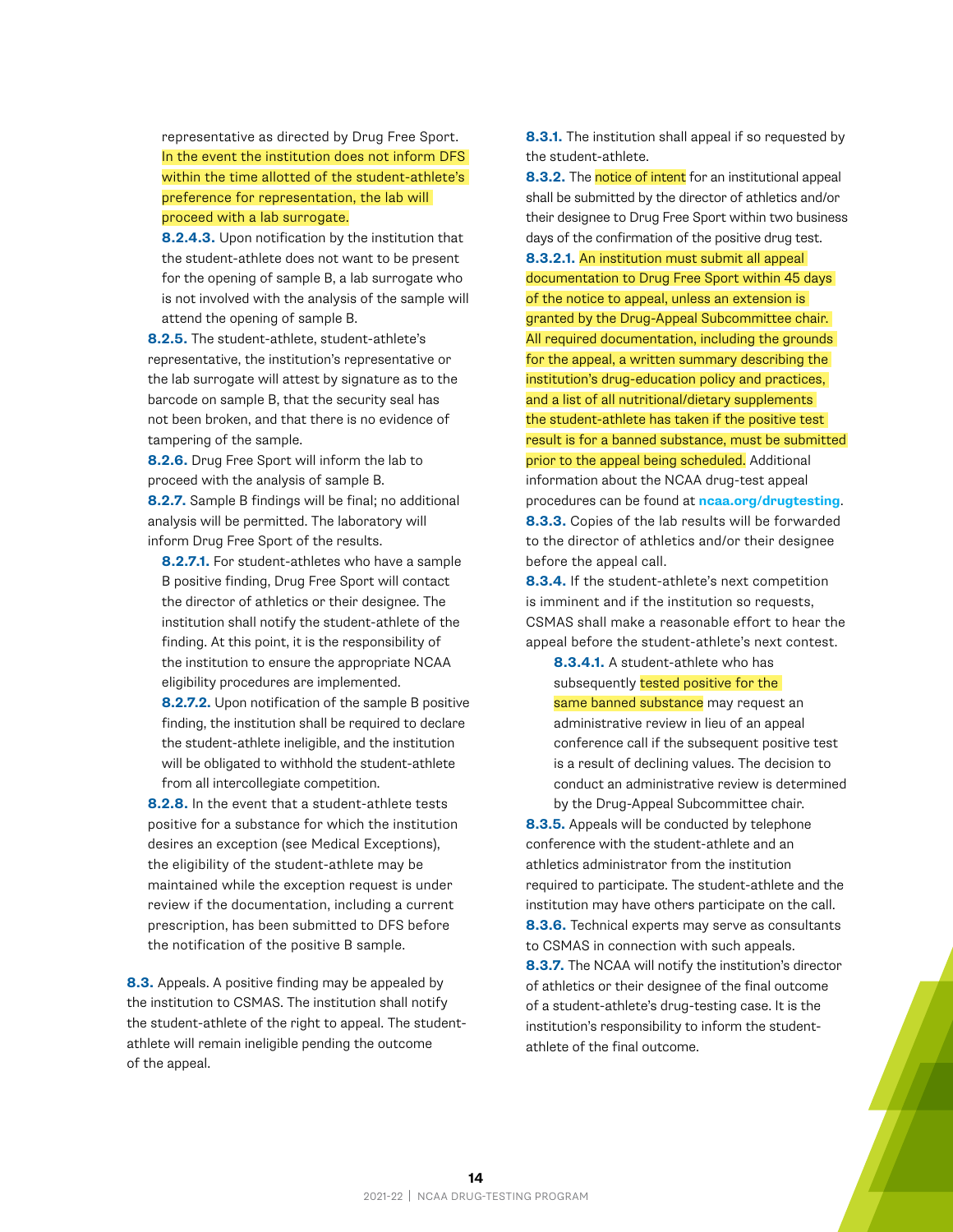representative as directed by Drug Free Sport. In the event the institution does not inform DFS within the time allotted of the student-athlete's preference for representation, the lab will proceed with a lab surrogate.

**8.2.4.3.** Upon notification by the institution that the student-athlete does not want to be present for the opening of sample B, a lab surrogate who is not involved with the analysis of the sample will attend the opening of sample B.

**8.2.5.** The student-athlete, student-athlete's representative, the institution's representative or the lab surrogate will attest by signature as to the barcode on sample B, that the security seal has not been broken, and that there is no evidence of tampering of the sample.

**8.2.6.** Drug Free Sport will inform the lab to proceed with the analysis of sample B.

**8.2.7.** Sample B findings will be final; no additional analysis will be permitted. The laboratory will inform Drug Free Sport of the results.

**8.2.7.1.** For student-athletes who have a sample B positive finding, Drug Free Sport will contact the director of athletics or their designee. The institution shall notify the student-athlete of the finding. At this point, it is the responsibility of the institution to ensure the appropriate NCAA eligibility procedures are implemented.

**8.2.7.2.** Upon notification of the sample B positive finding, the institution shall be required to declare the student-athlete ineligible, and the institution will be obligated to withhold the student-athlete from all intercollegiate competition.

**8.2.8.** In the event that a student-athlete tests positive for a substance for which the institution desires an exception (see Medical Exceptions), the eligibility of the student-athlete may be maintained while the exception request is under review if the documentation, including a current prescription, has been submitted to DFS before the notification of the positive B sample.

**8.3.** Appeals. A positive finding may be appealed by the institution to CSMAS. The institution shall notify the student-athlete of the right to appeal. The student-athlete will remain ineligible pending the outcome of the appeal.

**8.3.1.** The institution shall appeal if so requested by the student-athlete.

**8.3.2.** The notice of intent for an institutional appeal shall be submitted by the director of athletics and/or their designee to Drug Free Sport within two business days of the confirmation of the positive drug test.

**8.3.2.1.** An institution must submit all appeal documentation to Drug Free Sport within 45 days of the notice to appeal, unless an extension is granted by the Drug-Appeal Subcommittee chair. All required documentation, including the grounds for the appeal, a written summary describing the institution's drug-education policy and practices, and a list of all nutritional/dietary supplements the student-athlete has taken if the positive test result is for a banned substance, must be submitted prior to the appeal being scheduled. Additional information about the NCAA drug-test appeal procedures can be found at **ncaa.org/drugtesting**.

**8.3.3.** Copies of the lab results will be forwarded to the director of athletics and/or their designee before the appeal call.

**8.3.4.** If the student-athlete's next competition is imminent and if the institution so requests, CSMAS shall make a reasonable effort to hear the appeal before the student-athlete's next contest.

**8.3.4.1.** A student-athlete who has subsequently tested positive for the same banned substance may request an administrative review in lieu of an appeal conference call if the subsequent positive test is a result of declining values. The decision to conduct an administrative review is determined by the Drug-Appeal Subcommittee chair.

**8.3.5.** Appeals will be conducted by telephone conference with the student-athlete and an athletics administrator from the institution required to participate. The student-athlete and the institution may have others participate on the call.

**8.3.6.** Technical experts may serve as consultants to CSMAS in connection with such appeals.

**8.3.7.** The NCAA will notify the institution's director of athletics or their designee of the final outcome of a student-athlete's drug-testing case. It is the institution's responsibility to inform the student-athlete of the final outcome.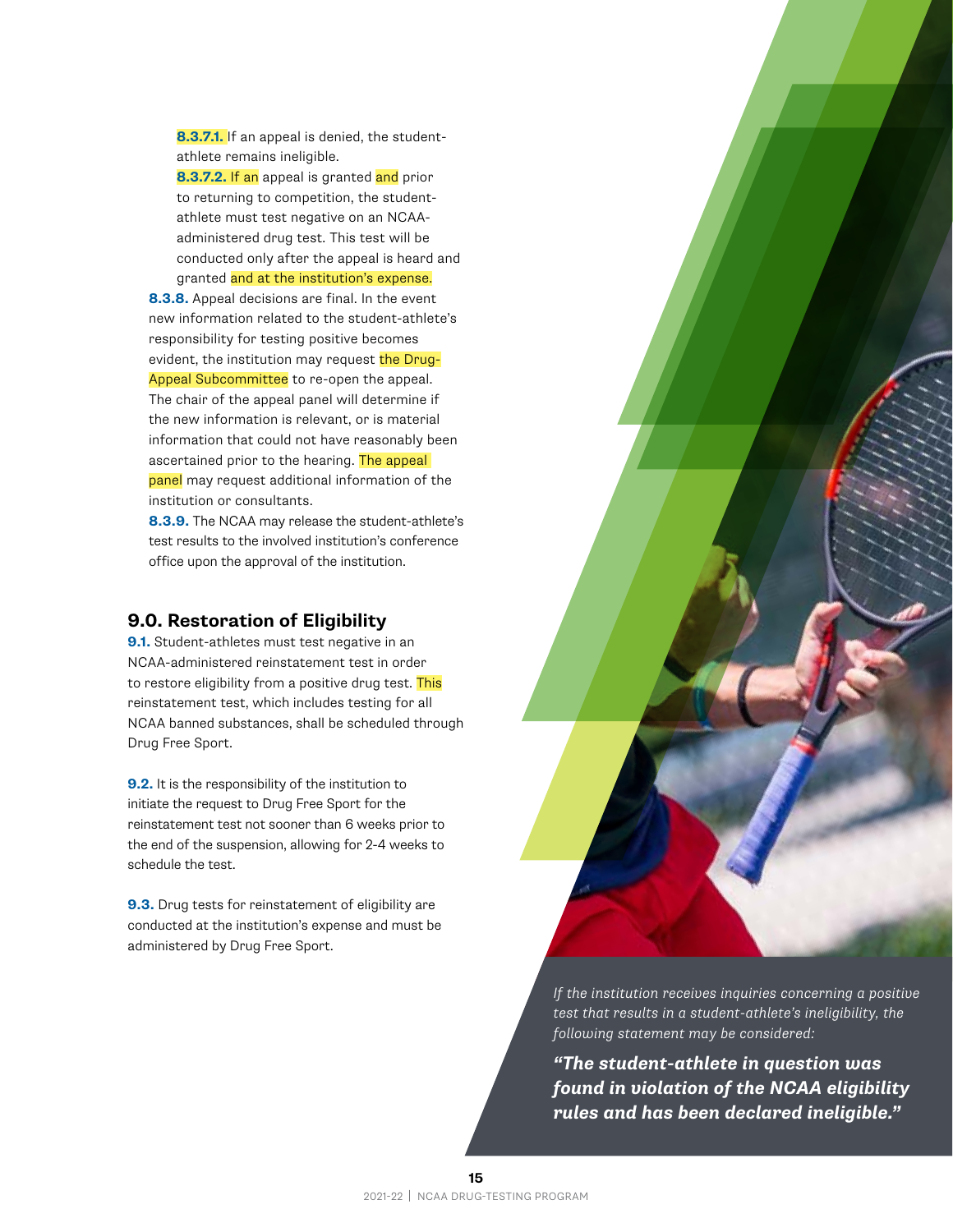**8.3.7.1.** If an appeal is denied, the student-athlete remains ineligible.

**8.3.7.2.** If an appeal is granted and prior to returning to competition, the student-athlete must test negative on an NCAA-administered drug test. This test will be conducted only after the appeal is heard and granted and at the institution's expense.

**8.3.8.** Appeal decisions are final. In the event new information related to the student-athlete's responsibility for testing positive becomes evident, the institution may request the Drug-Appeal Subcommittee to re-open the appeal. The chair of the appeal panel will determine if the new information is relevant, or is material information that could not have reasonably been ascertained prior to the hearing. The appeal panel may request additional information of the institution or consultants.

**8.3.9.** The NCAA may release the student-athlete's test results to the involved institution's conference office upon the approval of the institution.

## 9.0. Restoration of Eligibility

**9.1.** Student-athletes must test negative in an NCAA-administered reinstatement test in order to restore eligibility from a positive drug test. This reinstatement test, which includes testing for all NCAA banned substances, shall be scheduled through Drug Free Sport.

**9.2.** It is the responsibility of the institution to initiate the request to Drug Free Sport for the reinstatement test not sooner than 6 weeks prior to the end of the suspension, allowing for 2-4 weeks to schedule the test.

**9.3.** Drug tests for reinstatement of eligibility are conducted at the institution's expense and must be administered by Drug Free Sport.

*If the institution receives inquiries concerning a positive test that results in a student-athlete's ineligibility, the following statement may be considered:*

***"The student-athlete in question was found in violation of the NCAA eligibility rules and has been declared ineligible."***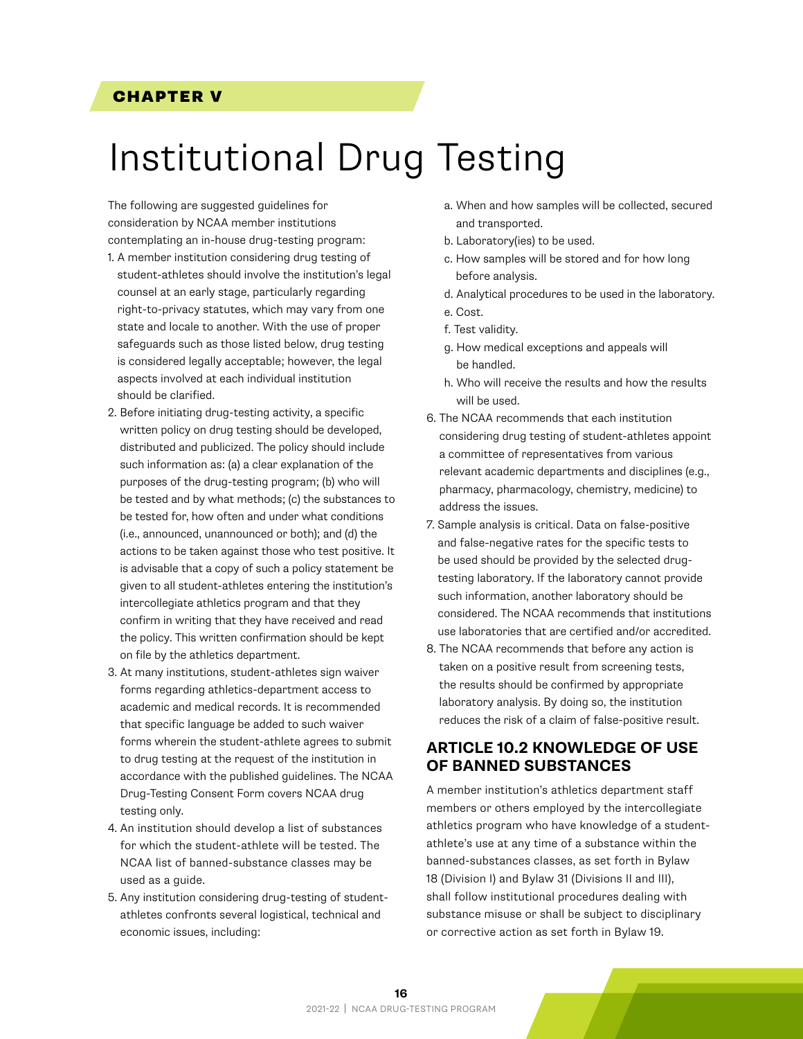CHAPTER V

# Institutional Drug Testing

The following are suggested guidelines for consideration by NCAA member institutions contemplating an in-house drug-testing program:

1. A member institution considering drug testing of student-athletes should involve the institution's legal counsel at an early stage, particularly regarding right-to-privacy statutes, which may vary from one state and locale to another. With the use of proper safeguards such as those listed below, drug testing is considered legally acceptable; however, the legal aspects involved at each individual institution should be clarified.
2. Before initiating drug-testing activity, a specific written policy on drug testing should be developed, distributed and publicized. The policy should include such information as: (a) a clear explanation of the purposes of the drug-testing program; (b) who will be tested and by what methods; (c) the substances to be tested for, how often and under what conditions (i.e., announced, unannounced or both); and (d) the actions to be taken against those who test positive. It is advisable that a copy of such a policy statement be given to all student-athletes entering the institution's intercollegiate athletics program and that they confirm in writing that they have received and read the policy. This written confirmation should be kept on file by the athletics department.
3. At many institutions, student-athletes sign waiver forms regarding athletics-department access to academic and medical records. It is recommended that specific language be added to such waiver forms wherein the student-athlete agrees to submit to drug testing at the request of the institution in accordance with the published guidelines. The NCAA Drug-Testing Consent Form covers NCAA drug testing only.
4. An institution should develop a list of substances for which the student-athlete will be tested. The NCAA list of banned-substance classes may be used as a guide.
5. Any institution considering drug-testing of student-athletes confronts several logistical, technical and economic issues, including:
   a. When and how samples will be collected, secured and transported.
   b. Laboratory(ies) to be used.
   c. How samples will be stored and for how long before analysis.
   d. Analytical procedures to be used in the laboratory.
   e. Cost.
   f. Test validity.
   g. How medical exceptions and appeals will be handled.
   h. Who will receive the results and how the results will be used.
6. The NCAA recommends that each institution considering drug testing of student-athletes appoint a committee of representatives from various relevant academic departments and disciplines (e.g., pharmacy, pharmacology, chemistry, medicine) to address the issues.
7. Sample analysis is critical. Data on false-positive and false-negative rates for the specific tests to be used should be provided by the selected drug-testing laboratory. If the laboratory cannot provide such information, another laboratory should be considered. The NCAA recommends that institutions use laboratories that are certified and/or accredited.
8. The NCAA recommends that before any action is taken on a positive result from screening tests, the results should be confirmed by appropriate laboratory analysis. By doing so, the institution reduces the risk of a claim of false-positive result.

## ARTICLE 10.2 KNOWLEDGE OF USE OF BANNED SUBSTANCES

A member institution's athletics department staff members or others employed by the intercollegiate athletics program who have knowledge of a student-athlete's use at any time of a substance within the banned-substances classes, as set forth in Bylaw 18 (Division I) and Bylaw 31 (Divisions II and III), shall follow institutional procedures dealing with substance misuse or shall be subject to disciplinary or corrective action as set forth in Bylaw 19.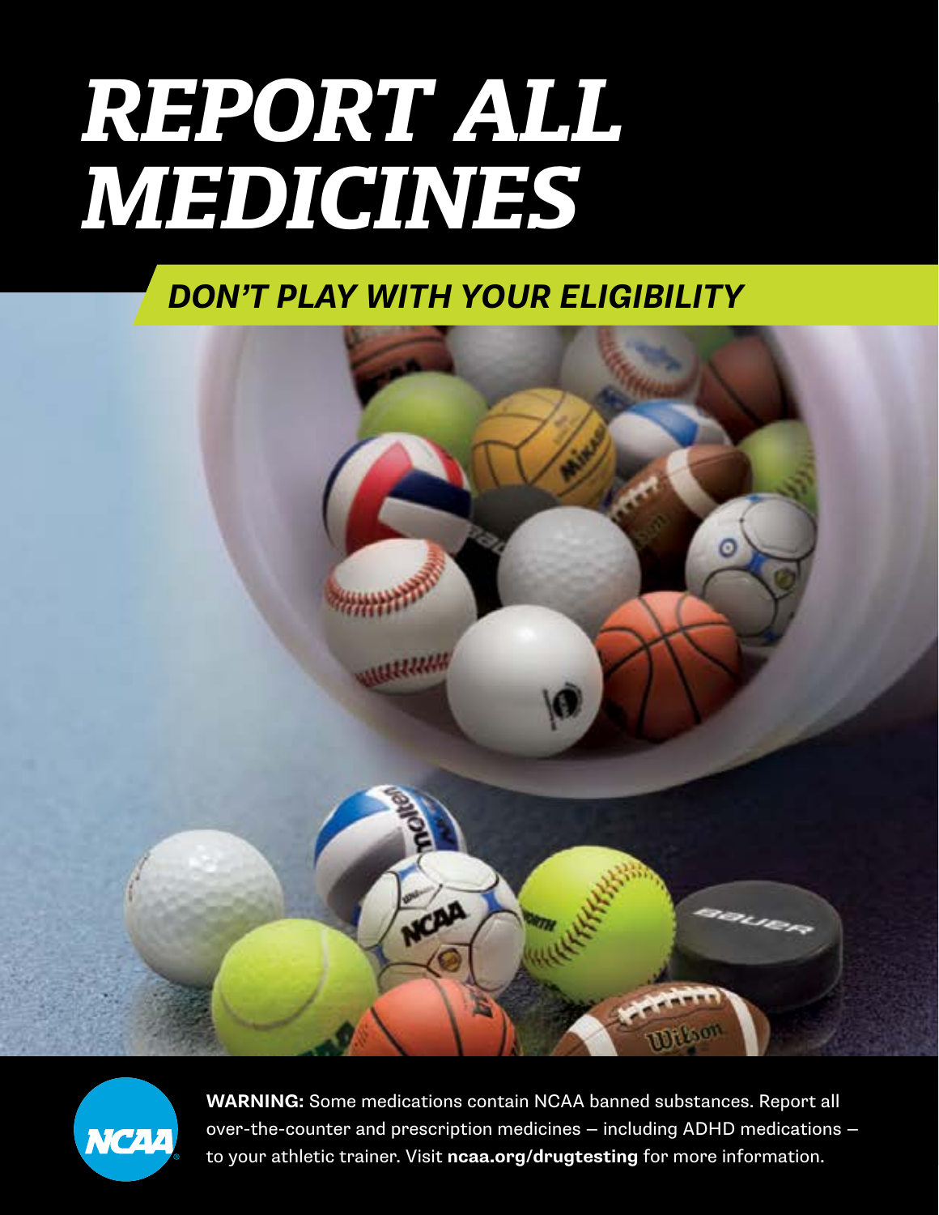# *REPORT ALL MEDICINES*

## *DON'T PLAY WITH YOUR ELIGIBILITY*

**WARNING:** Some medications contain NCAA banned substances. Report all over-the-counter and prescription medicines — including ADHD medications — to your athletic trainer. Visit **ncaa.org/drugtesting** for more information.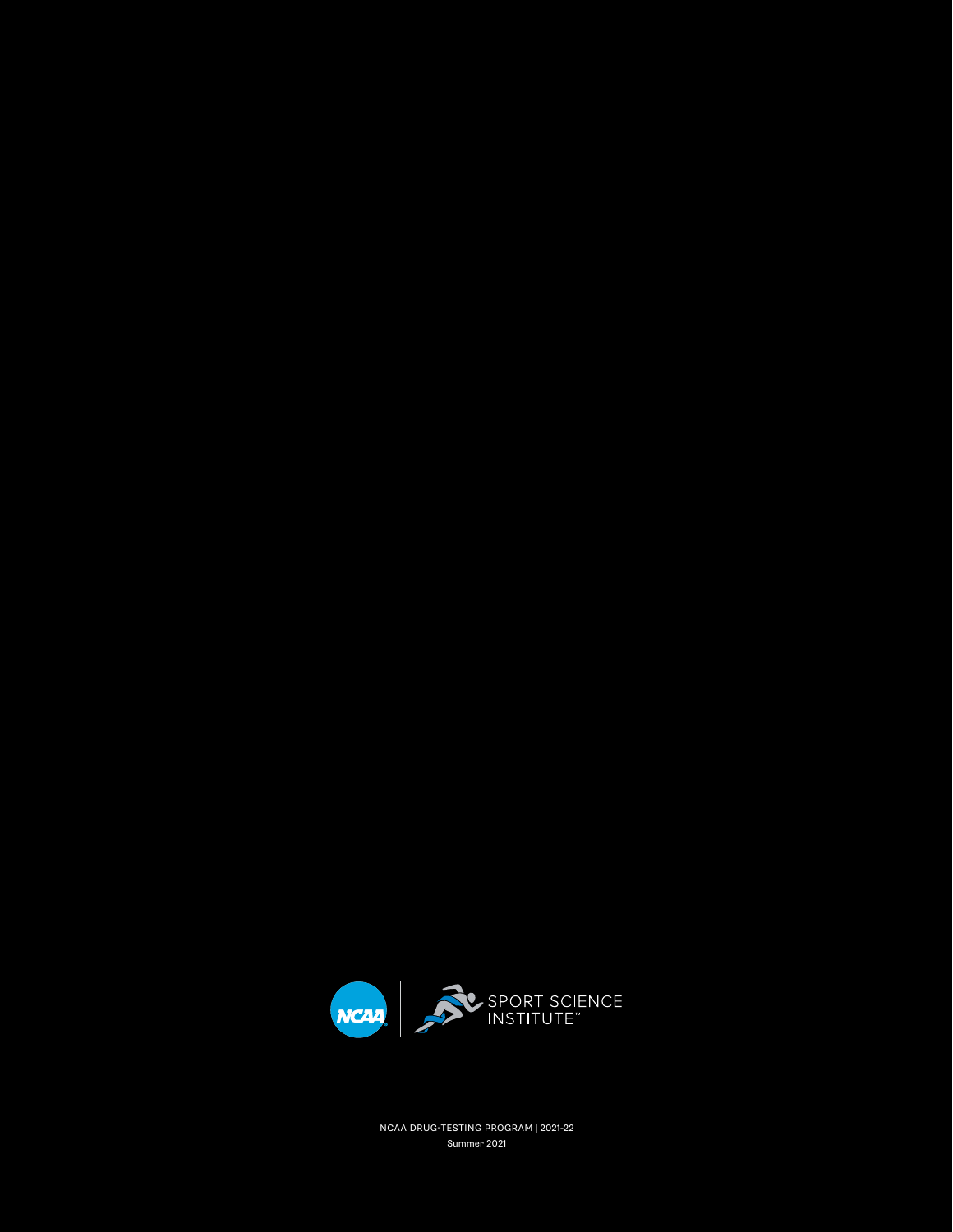NCAA | SPORT SCIENCE INSTITUTE™

NCAA DRUG-TESTING PROGRAM | 2021-22

Summer 2021